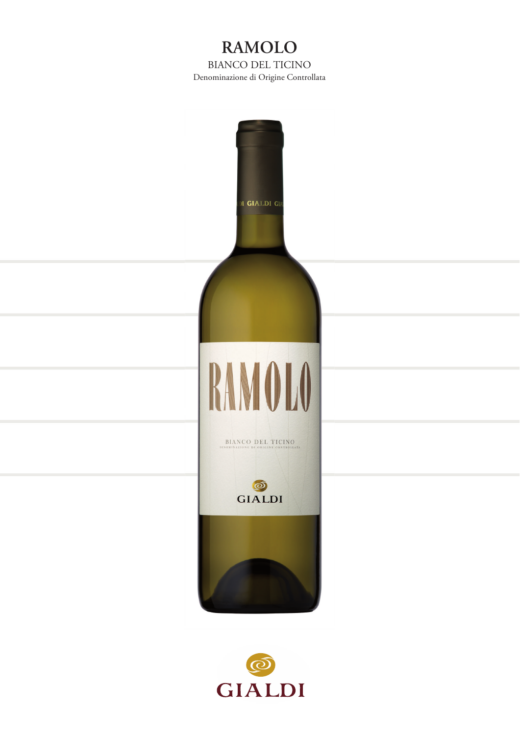# RAMOLO

BIANCO DEL TICINO

Denominazione di Origine Controllata

GIALDI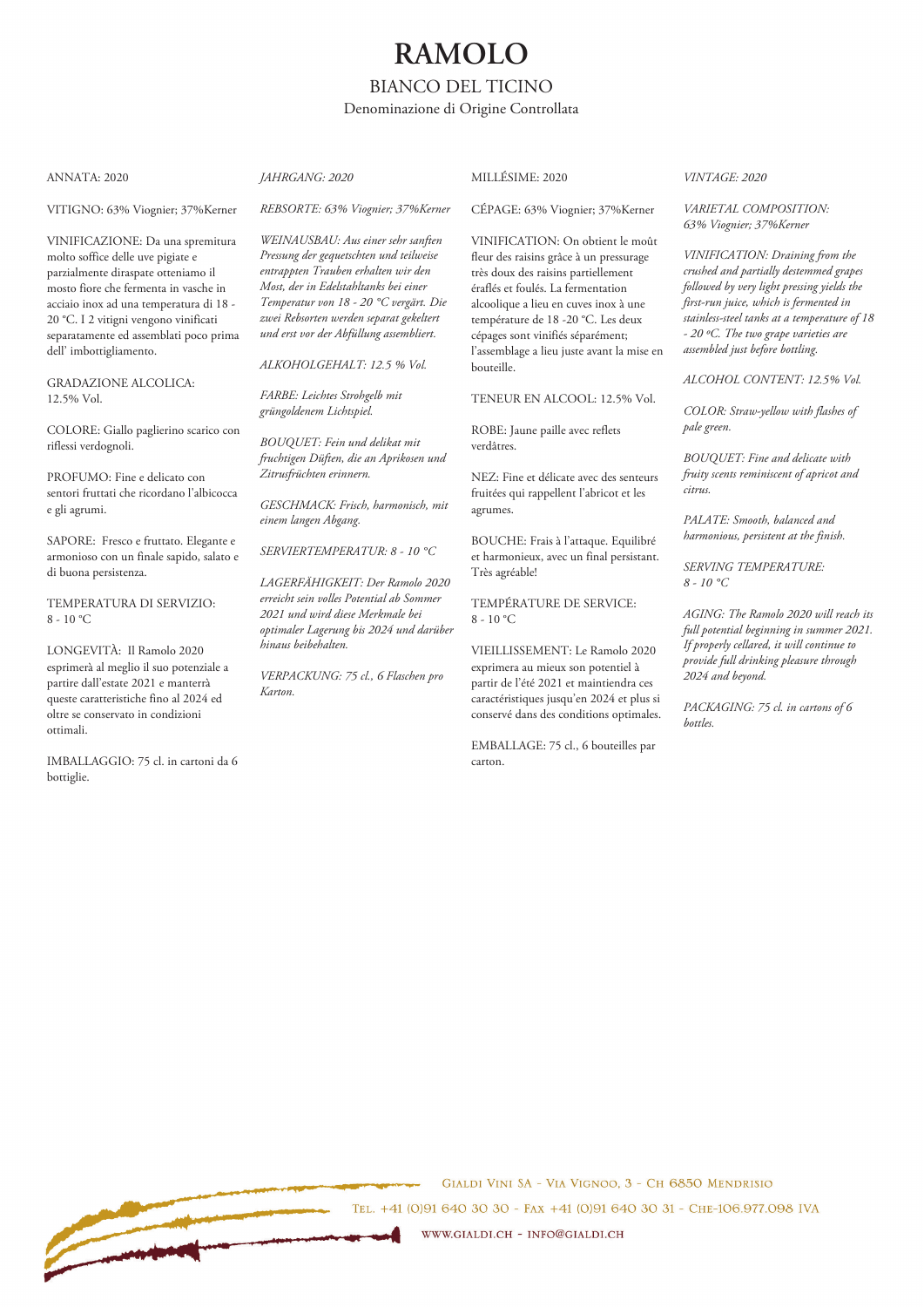# RAMOLO

## BIANCO DEL TICINO

Denominazione di Origine Controllata

ANNATA: 2020

VITIGNO: 63% Viognier; 37%Kerner

VINIFICAZIONE: Da una spremitura molto soffice delle uve pigiate e parzialmente diraspate otteniamo il mosto fiore che fermenta in vasche in acciaio inox ad una temperatura di 18 - 20 °C. I 2 vitigni vengono vinificati separatamente ed assemblati poco prima dell' imbottigliamento.

GRADAZIONE ALCOLICA: 12.5% Vol.

COLORE: Giallo paglierino scarico con riflessi verdognoli.

PROFUMO: Fine e delicato con sentori fruttati che ricordano l'albicocca e gli agrumi.

SAPORE: Fresco e fruttato. Elegante e armonioso con un finale sapido, salato e di buona persistenza.

TEMPERATURA DI SERVIZIO: 8 - 10 °C

LONGEVITÀ: Il Ramolo 2020 esprimerà al meglio il suo potenziale a partire dall'estate 2021 e manterrà queste caratteristiche fino al 2024 ed oltre se conservato in condizioni ottimali.

IMBALLAGGIO: 75 cl. in cartoni da 6 bottiglie.

*JAHRGANG: 2020*

*REBSORTE: 63% Viognier; 37%Kerner*

*WEINAUSBAU: Aus einer sehr sanften Pressung der gequetschten und teilweise entrappten Trauben erhalten wir den Most, der in Edelstahltanks bei einer Temperatur von 18 - 20 °C vergärt. Die zwei Rebsorten werden separat gekeltert und erst vor der Abfüllung assembliert.*

*ALKOHOLGEHALT: 12.5 % Vol.*

*FARBE: Leichtes Strohgelb mit grüngoldenem Lichtspiel.*

*BOUQUET: Fein und delikat mit fruchtigen Düften, die an Aprikosen und Zitrusfrüchten erinnern.*

*GESCHMACK: Frisch, harmonisch, mit einem langen Abgang.*

*SERVIERTEMPERATUR: 8 - 10 °C*

*LAGERFÄHIGKEIT: Der Ramolo 2020 erreicht sein volles Potential ab Sommer 2021 und wird diese Merkmale bei optimaler Lagerung bis 2024 und darüber hinaus beibehalten.*

*VERPACKUNG: 75 cl., 6 Flaschen pro Karton.*

MILLÉSIME: 2020

CÉPAGE: 63% Viognier; 37%Kerner

VINIFICATION: On obtient le moût fleur des raisins grâce à un pressurage très doux des raisins partiellement éraflés et foulés. La fermentation alcoolique a lieu en cuves inox à une température de 18 -20 °C. Les deux cépages sont vinifiés séparément; l'assemblage a lieu juste avant la mise en bouteille.

TENEUR EN ALCOOL: 12.5% Vol.

ROBE: Jaune paille avec reflets verdâtres.

NEZ: Fine et délicate avec des senteurs fruitées qui rappellent l'abricot et les agrumes.

BOUCHE: Frais à l'attaque. Equilibré et harmonieux, avec un final persistant. Très agréable!

TEMPÉRATURE DE SERVICE: 8 - 10 °C

VIEILLISSEMENT: Le Ramolo 2020 exprimera au mieux son potentiel à partir de l'été 2021 et maintiendra ces caractéristiques jusqu'en 2024 et plus si conservé dans des conditions optimales.

EMBALLAGE: 75 cl., 6 bouteilles par carton.

*VINTAGE: 2020*

*VARIETAL COMPOSITION: 63% Viognier; 37%Kerner*

*VINIFICATION: Draining from the crushed and partially destemmed grapes followed by very light pressing yields the first-run juice, which is fermented in stainless-steel tanks at a temperature of 18 - 20 ºC. The two grape varieties are assembled just before bottling.*

*ALCOHOL CONTENT: 12.5% Vol.*

*COLOR: Straw-yellow with flashes of pale green.*

*BOUQUET: Fine and delicate with fruity scents reminiscent of apricot and citrus.*

*PALATE: Smooth, balanced and harmonious, persistent at the finish.*

*SERVING TEMPERATURE: 8 - 10 °C*

*AGING: The Ramolo 2020 will reach its full potential beginning in summer 2021. If properly cellared, it will continue to provide full drinking pleasure through 2024 and beyond.*

*PACKAGING: 75 cl. in cartons of 6 bottles.*

Gialdi Vini SA - Via Vignoo, 3 - CH 6850 Mendrisio

Tel. +41 (0)91 640 30 30 - Fax +41 (0)91 640 30 31 - CHE-106.977.098 IVA

www.gialdi.ch - info@gialdi.ch